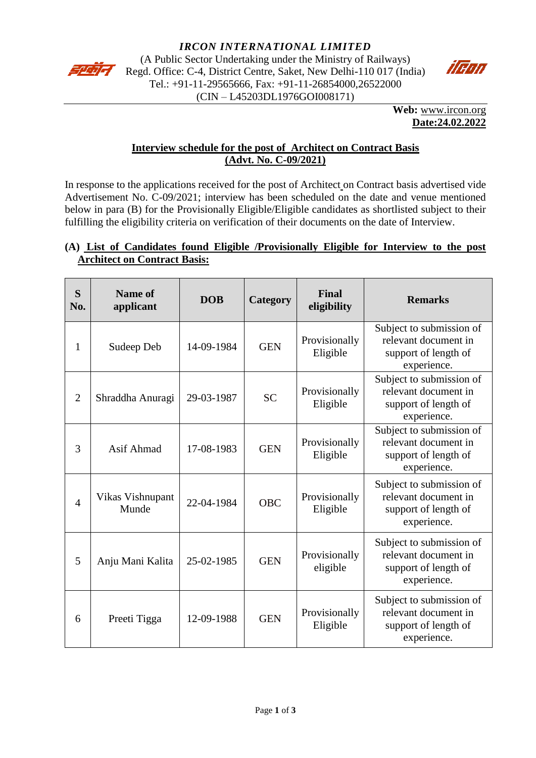*IRCON INTERNATIONAL LIMITED*
(A Public Sector Undertaking under the Ministry of Railways)
Regd. Office: C-4, District Centre, Saket, New Delhi-110 017 (India)
Tel.: +91-11-29565666, Fax: +91-11-26854000,26522000
(CIN – L45203DL1976GOI008171)

**Web:** www.ircon.org
**Date:24.02.2022**

## Interview schedule for the post of Architect on Contract Basis (Advt. No. C-09/2021)

In response to the applications received for the post of Architect on Contract basis advertised vide Advertisement No. C-09/2021; interview has been scheduled on the date and venue mentioned below in para (B) for the Provisionally Eligible/Eligible candidates as shortlisted subject to their fulfilling the eligibility criteria on verification of their documents on the date of Interview.

### (A) List of Candidates found Eligible /Provisionally Eligible for Interview to the post Architect on Contract Basis:

| S No. | Name of applicant | DOB | Category | Final eligibility | Remarks |
|---|---|---|---|---|---|
| 1 | Sudeep Deb | 14-09-1984 | GEN | Provisionally Eligible | Subject to submission of relevant document in support of length of experience. |
| 2 | Shraddha Anuragi | 29-03-1987 | SC | Provisionally Eligible | Subject to submission of relevant document in support of length of experience. |
| 3 | Asif Ahmad | 17-08-1983 | GEN | Provisionally Eligible | Subject to submission of relevant document in support of length of experience. |
| 4 | Vikas Vishnupant Munde | 22-04-1984 | OBC | Provisionally Eligible | Subject to submission of relevant document in support of length of experience. |
| 5 | Anju Mani Kalita | 25-02-1985 | GEN | Provisionally eligible | Subject to submission of relevant document in support of length of experience. |
| 6 | Preeti Tigga | 12-09-1988 | GEN | Provisionally Eligible | Subject to submission of relevant document in support of length of experience. |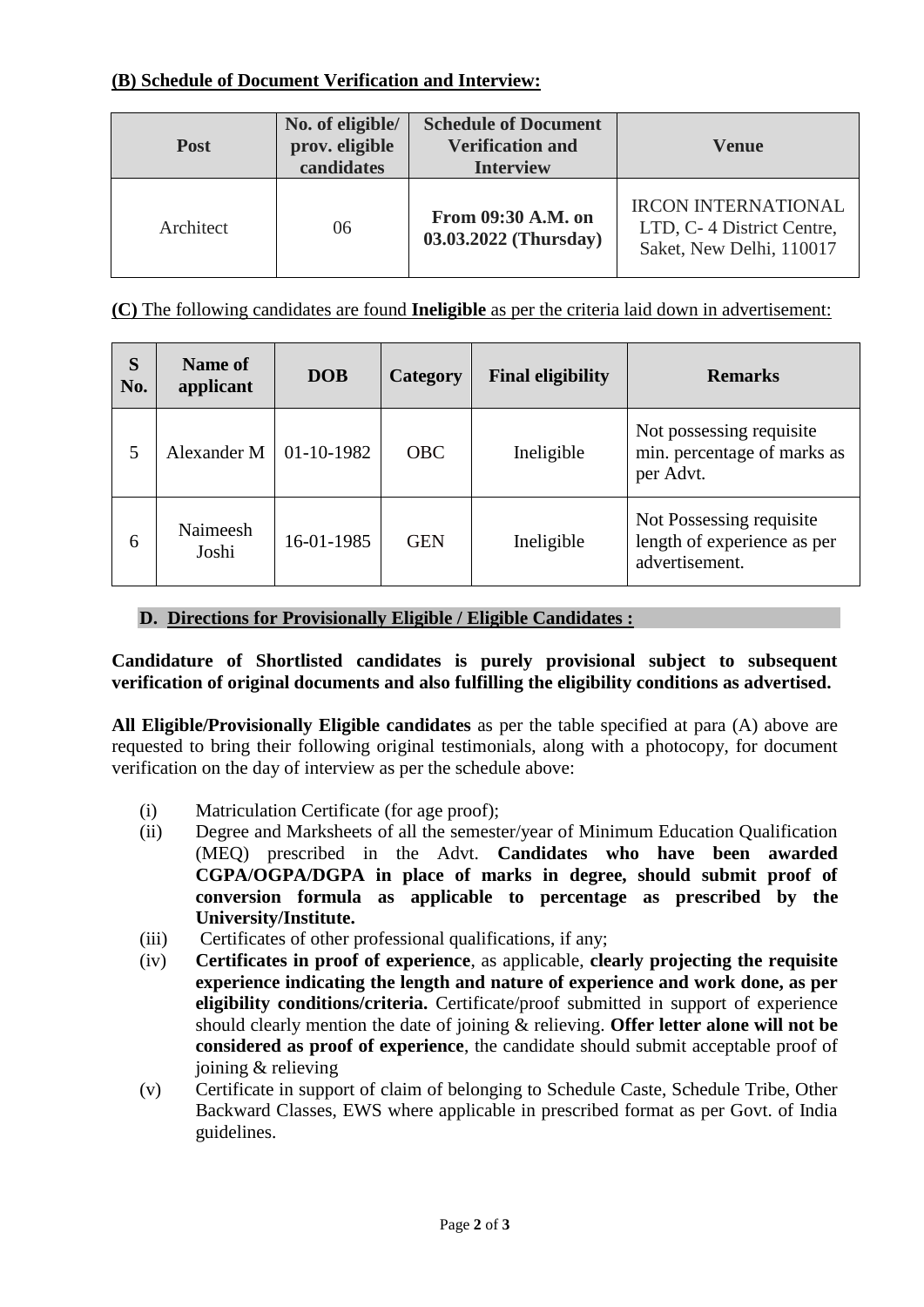**(B) Schedule of Document Verification and Interview:**

| Post | No. of eligible/ prov. eligible candidates | Schedule of Document Verification and Interview | Venue |
|---|---|---|---|
| Architect | 06 | **From 09:30 A.M. on 03.03.2022 (Thursday)** | IRCON INTERNATIONAL LTD, C- 4 District Centre, Saket, New Delhi, 110017 |

**(C)** The following candidates are found **Ineligible** as per the criteria laid down in advertisement:

| S No. | Name of applicant | DOB | Category | Final eligibility | Remarks |
|---|---|---|---|---|---|
| 5 | Alexander M | 01-10-1982 | OBC | Ineligible | Not possessing requisite min. percentage of marks as per Advt. |
| 6 | Naimeesh Joshi | 16-01-1985 | GEN | Ineligible | Not Possessing requisite length of experience as per advertisement. |

**D. Directions for Provisionally Eligible / Eligible Candidates :**

**Candidature of Shortlisted candidates is purely provisional subject to subsequent verification of original documents and also fulfilling the eligibility conditions as advertised.**

**All Eligible/Provisionally Eligible candidates** as per the table specified at para (A) above are requested to bring their following original testimonials, along with a photocopy, for document verification on the day of interview as per the schedule above:

(i) Matriculation Certificate (for age proof);

(ii) Degree and Marksheets of all the semester/year of Minimum Education Qualification (MEQ) prescribed in the Advt. **Candidates who have been awarded CGPA/OGPA/DGPA in place of marks in degree, should submit proof of conversion formula as applicable to percentage as prescribed by the University/Institute.**

(iii) Certificates of other professional qualifications, if any;

(iv) **Certificates in proof of experience**, as applicable, **clearly projecting the requisite experience indicating the length and nature of experience and work done, as per eligibility conditions/criteria.** Certificate/proof submitted in support of experience should clearly mention the date of joining & relieving. **Offer letter alone will not be considered as proof of experience**, the candidate should submit acceptable proof of joining & relieving

(v) Certificate in support of claim of belonging to Schedule Caste, Schedule Tribe, Other Backward Classes, EWS where applicable in prescribed format as per Govt. of India guidelines.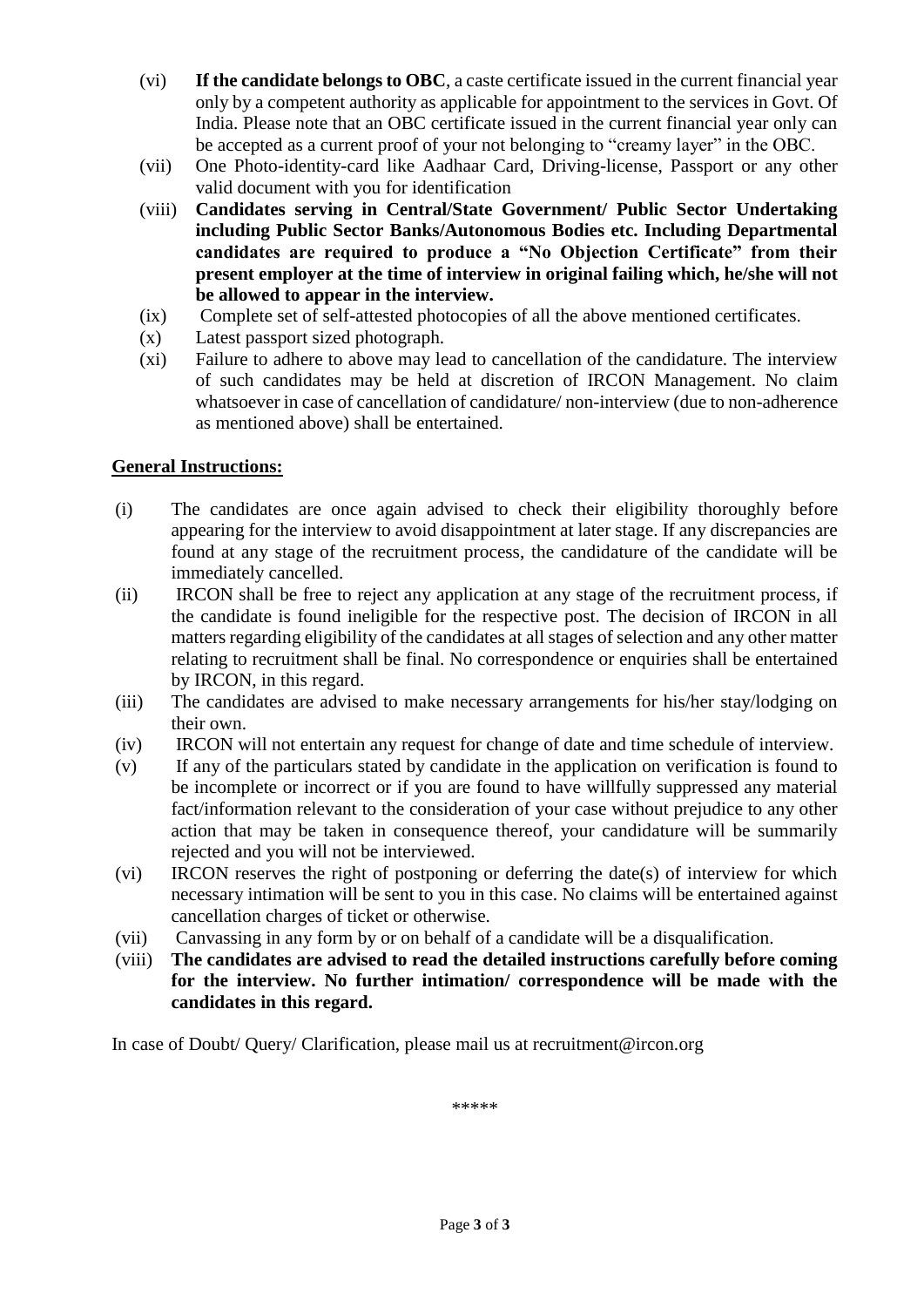(vi) **If the candidate belongs to OBC**, a caste certificate issued in the current financial year only by a competent authority as applicable for appointment to the services in Govt. Of India. Please note that an OBC certificate issued in the current financial year only can be accepted as a current proof of your not belonging to "creamy layer" in the OBC.

(vii) One Photo-identity-card like Aadhaar Card, Driving-license, Passport or any other valid document with you for identification

(viii) **Candidates serving in Central/State Government/ Public Sector Undertaking including Public Sector Banks/Autonomous Bodies etc. Including Departmental candidates are required to produce a "No Objection Certificate" from their present employer at the time of interview in original failing which, he/she will not be allowed to appear in the interview.**

(ix) Complete set of self-attested photocopies of all the above mentioned certificates.

(x) Latest passport sized photograph.

(xi) Failure to adhere to above may lead to cancellation of the candidature. The interview of such candidates may be held at discretion of IRCON Management. No claim whatsoever in case of cancellation of candidature/ non-interview (due to non-adherence as mentioned above) shall be entertained.

## General Instructions:

(i) The candidates are once again advised to check their eligibility thoroughly before appearing for the interview to avoid disappointment at later stage. If any discrepancies are found at any stage of the recruitment process, the candidature of the candidate will be immediately cancelled.

(ii) IRCON shall be free to reject any application at any stage of the recruitment process, if the candidate is found ineligible for the respective post. The decision of IRCON in all matters regarding eligibility of the candidates at all stages of selection and any other matter relating to recruitment shall be final. No correspondence or enquiries shall be entertained by IRCON, in this regard.

(iii) The candidates are advised to make necessary arrangements for his/her stay/lodging on their own.

(iv) IRCON will not entertain any request for change of date and time schedule of interview.

(v) If any of the particulars stated by candidate in the application on verification is found to be incomplete or incorrect or if you are found to have willfully suppressed any material fact/information relevant to the consideration of your case without prejudice to any other action that may be taken in consequence thereof, your candidature will be summarily rejected and you will not be interviewed.

(vi) IRCON reserves the right of postponing or deferring the date(s) of interview for which necessary intimation will be sent to you in this case. No claims will be entertained against cancellation charges of ticket or otherwise.

(vii) Canvassing in any form by or on behalf of a candidate will be a disqualification.

(viii) **The candidates are advised to read the detailed instructions carefully before coming for the interview. No further intimation/ correspondence will be made with the candidates in this regard.**

In case of Doubt/ Query/ Clarification, please mail us at recruitment@ircon.org

*****